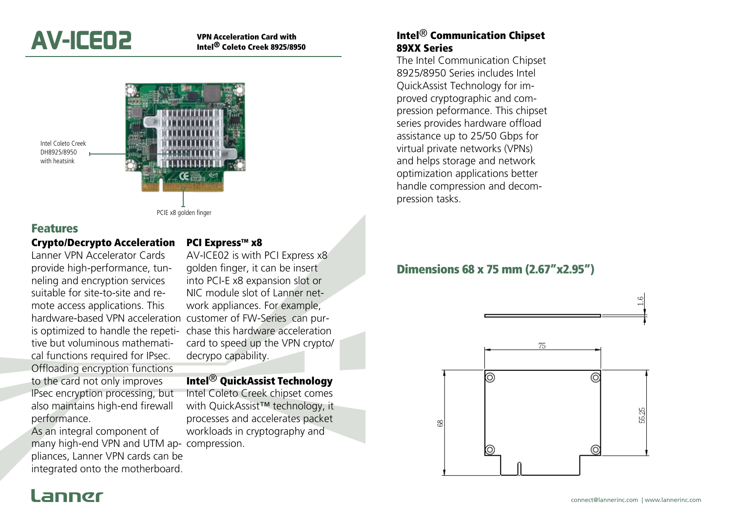# AV-ICE02

**VPN Acceleration Card with Intel® Coleto Creek 8925/8950**

Intel Coleto Creek DH8925/8950 with heatsink

PCIE x8 golden finger

## Features

### Crypto/Decrypto Acceleration

Lanner VPN Accelerator Cards provide high-performance, tunneling and encryption services suitable for site-to-site and remote access applications. This hardware-based VPN acceleration is optimized to handle the repetitive but voluminous mathematical functions required for IPsec. Offloading encryption functions to the card not only improves IPsec encryption processing, but also maintains high-end firewall performance.

As an integral component of many high-end VPN and UTM appliances, Lanner VPN cards can be integrated onto the motherboard.

### PCI Express™ x8

AV-ICE02 is with PCI Express x8 golden finger, it can be insert into PCI-E x8 expansion slot or NIC module slot of Lanner network appliances. For example, customer of FW-Series can purchase this hardware acceleration card to speed up the VPN crypto/decrypo capability.

### Intel® QuickAssist Technology

Intel Coleto Creek chipset comes with QuickAssist™ technology, it processes and accelerates packet workloads in cryptography and compression.

### Intel® Communication Chipset 89XX Series

The Intel Communication Chipset 8925/8950 Series includes Intel QuickAssist Technology for improved cryptographic and compression peformance. This chipset series provides hardware offload assistance up to 25/50 Gbps for virtual private networks (VPNs) and helps storage and network optimization applications better handle compression and decompression tasks.

## Dimensions 68 x 75 mm (2.67"x2.95")

1.6

75

68

55.25

connect@lannerinc.com | www.lannerinc.com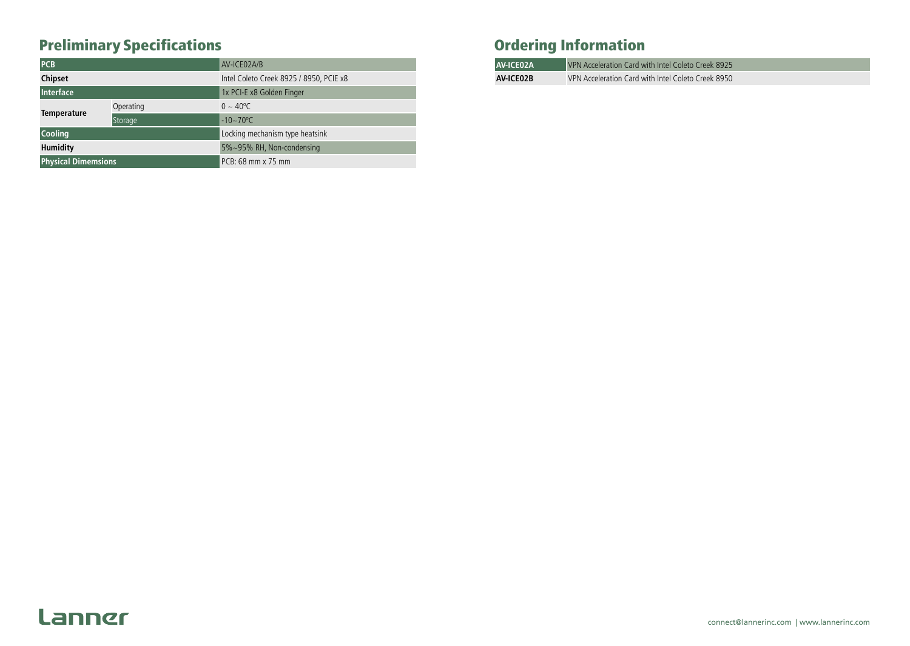## Preliminary Specifications

| | | |
|---|---|---|
| **PCB** | | AV-ICE02A/B |
| **Chipset** | | Intel Coleto Creek 8925 / 8950, PCIE x8 |
| **Interface** | | 1x PCI-E x8 Golden Finger |
| **Temperature** | Operating | 0 ~ 40ºC |
| | Storage | -10~70ºC |
| **Cooling** | | Locking mechanism type heatsink |
| **Humidity** | | 5%~95% RH, Non-condensing |
| **Physical Dimemsions** | | PCB: 68 mm x 75 mm |

## Ordering Information

| | |
|---|---|
| **AV-ICE02A** | VPN Acceleration Card with Intel Coleto Creek 8925 |
| **AV-ICE02B** | VPN Acceleration Card with Intel Coleto Creek 8950 |

Lanner

connect@lannerinc.com | www.lannerinc.com